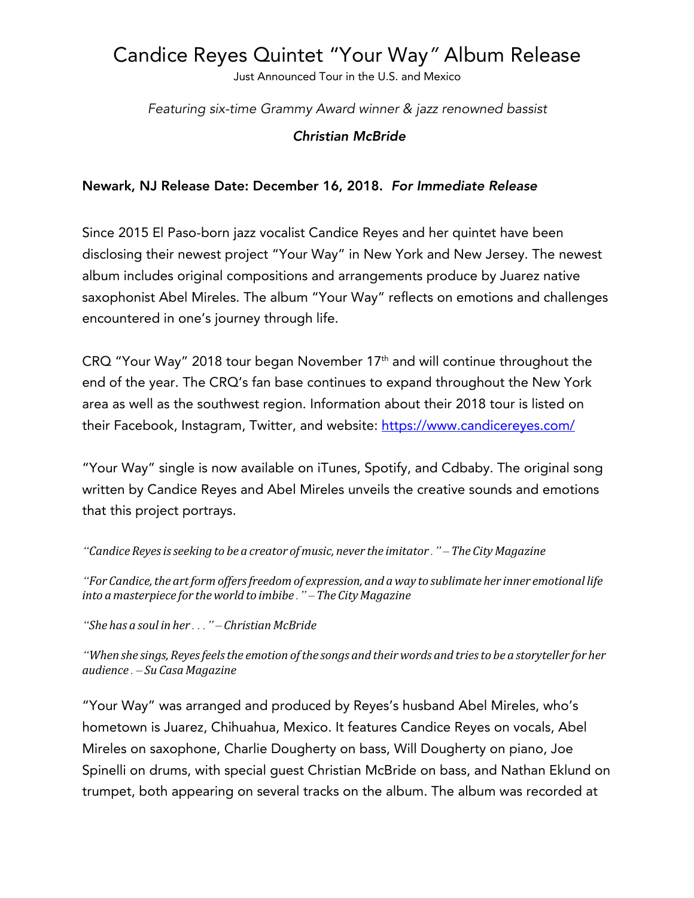# Candice Reyes Quintet "Your Way" Album Release

Just Announced Tour in the U.S. and Mexico

*Featuring six-time Grammy Award winner & jazz renowned bassist*

***Christian McBride***

**Newark, NJ Release Date: December 16, 2018.** ***For Immediate Release***

Since 2015 El Paso-born jazz vocalist Candice Reyes and her quintet have been disclosing their newest project "Your Way" in New York and New Jersey. The newest album includes original compositions and arrangements produce by Juarez native saxophonist Abel Mireles. The album "Your Way" reflects on emotions and challenges encountered in one's journey through life.

CRQ "Your Way" 2018 tour began November 17th and will continue throughout the end of the year. The CRQ's fan base continues to expand throughout the New York area as well as the southwest region. Information about their 2018 tour is listed on their Facebook, Instagram, Twitter, and website: https://www.candicereyes.com/

"Your Way" single is now available on iTunes, Spotify, and Cdbaby. The original song written by Candice Reyes and Abel Mireles unveils the creative sounds and emotions that this project portrays.

*"Candice Reyes is seeking to be a creator of music, never the imitator." – The City Magazine*

*"For Candice, the art form offers freedom of expression, and a way to sublimate her inner emotional life into a masterpiece for the world to imbibe." – The City Magazine*

*"She has a soul in her . . ." – Christian McBride*

*"When she sings, Reyes feels the emotion of the songs and their words and tries to be a storyteller for her audience. – Su Casa Magazine*

"Your Way" was arranged and produced by Reyes's husband Abel Mireles, who's hometown is Juarez, Chihuahua, Mexico. It features Candice Reyes on vocals, Abel Mireles on saxophone, Charlie Dougherty on bass, Will Dougherty on piano, Joe Spinelli on drums, with special guest Christian McBride on bass, and Nathan Eklund on trumpet, both appearing on several tracks on the album. The album was recorded at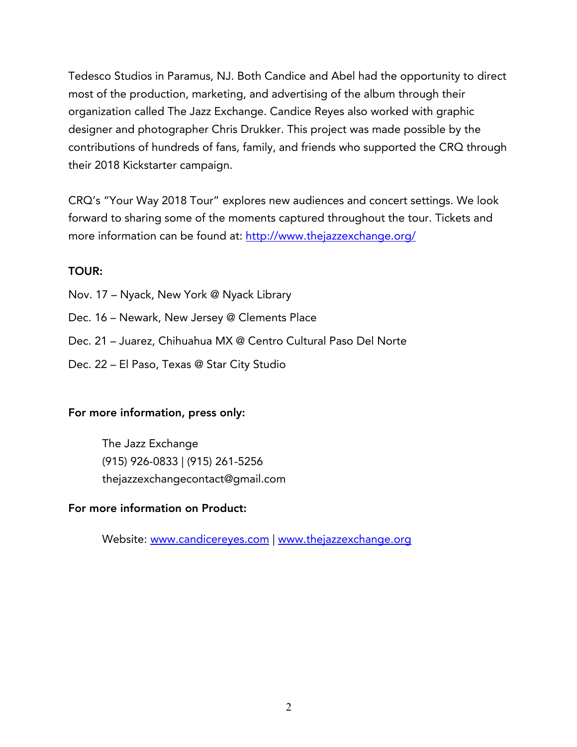Tedesco Studios in Paramus, NJ. Both Candice and Abel had the opportunity to direct most of the production, marketing, and advertising of the album through their organization called The Jazz Exchange. Candice Reyes also worked with graphic designer and photographer Chris Drukker. This project was made possible by the contributions of hundreds of fans, family, and friends who supported the CRQ through their 2018 Kickstarter campaign.

CRQ's "Your Way 2018 Tour" explores new audiences and concert settings. We look forward to sharing some of the moments captured throughout the tour. Tickets and more information can be found at: http://www.thejazzexchange.org/

**TOUR:**

Nov. 17 – Nyack, New York @ Nyack Library

Dec. 16 – Newark, New Jersey @ Clements Place

Dec. 21 – Juarez, Chihuahua MX @ Centro Cultural Paso Del Norte

Dec. 22 – El Paso, Texas @ Star City Studio

**For more information, press only:**

The Jazz Exchange
(915) 926-0833 | (915) 261-5256
thejazzexchangecontact@gmail.com

**For more information on Product:**

Website: www.candicereyes.com | www.thejazzexchange.org